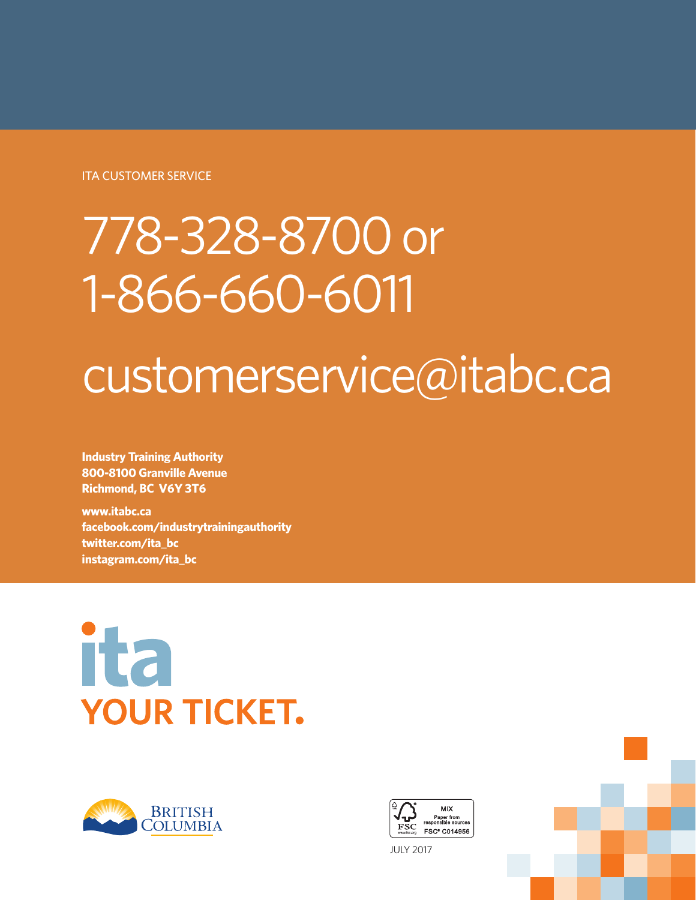ITA CUSTOMER SERVICE

# 778-328-8700 or 1-866-660-6011

# customerservice@itabc.ca

**Industry Training Authority**
**800-8100 Granville Avenue**
**Richmond, BC V6Y 3T6**

**www.itabc.ca**
**facebook.com/industrytrainingauthority**
**twitter.com/ita_bc**
**instagram.com/ita_bc**

ita
**YOUR TICKET.**

BRITISH COLUMBIA

MIX
Paper from responsible sources
FSC® C014956

JULY 2017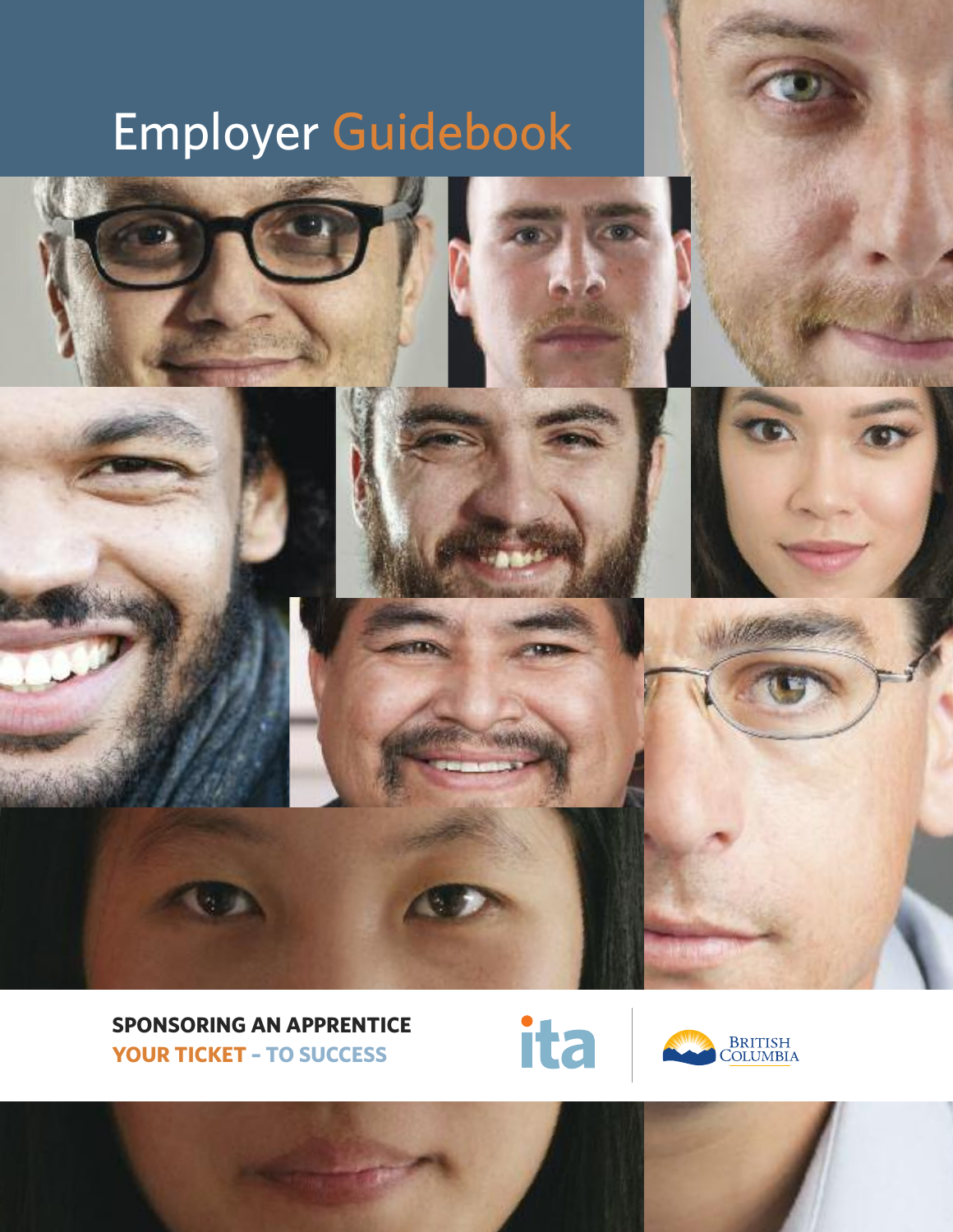# Employer Guidebook

**SPONSORING AN APPRENTICE**

**YOUR TICKET – TO SUCCESS**

ita

British Columbia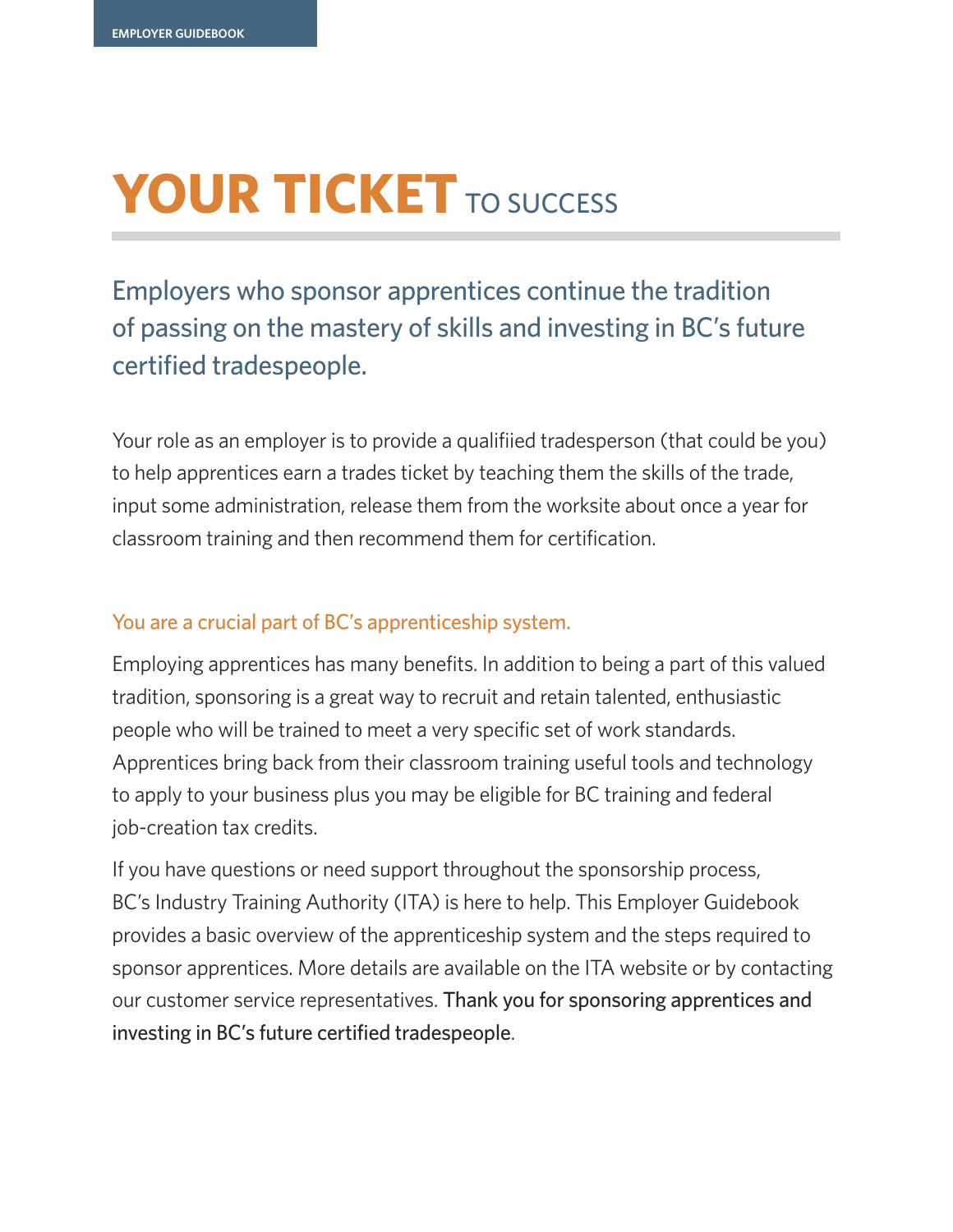# YOUR TICKET TO SUCCESS

## Employers who sponsor apprentices continue the tradition of passing on the mastery of skills and investing in BC's future certified tradespeople.

Your role as an employer is to provide a qualifiied tradesperson (that could be you) to help apprentices earn a trades ticket by teaching them the skills of the trade, input some administration, release them from the worksite about once a year for classroom training and then recommend them for certification.

### You are a crucial part of BC's apprenticeship system.

Employing apprentices has many benefits. In addition to being a part of this valued tradition, sponsoring is a great way to recruit and retain talented, enthusiastic people who will be trained to meet a very specific set of work standards. Apprentices bring back from their classroom training useful tools and technology to apply to your business plus you may be eligible for BC training and federal job-creation tax credits.

If you have questions or need support throughout the sponsorship process, BC's Industry Training Authority (ITA) is here to help. This Employer Guidebook provides a basic overview of the apprenticeship system and the steps required to sponsor apprentices. More details are available on the ITA website or by contacting our customer service representatives. Thank you for sponsoring apprentices and investing in BC's future certified tradespeople.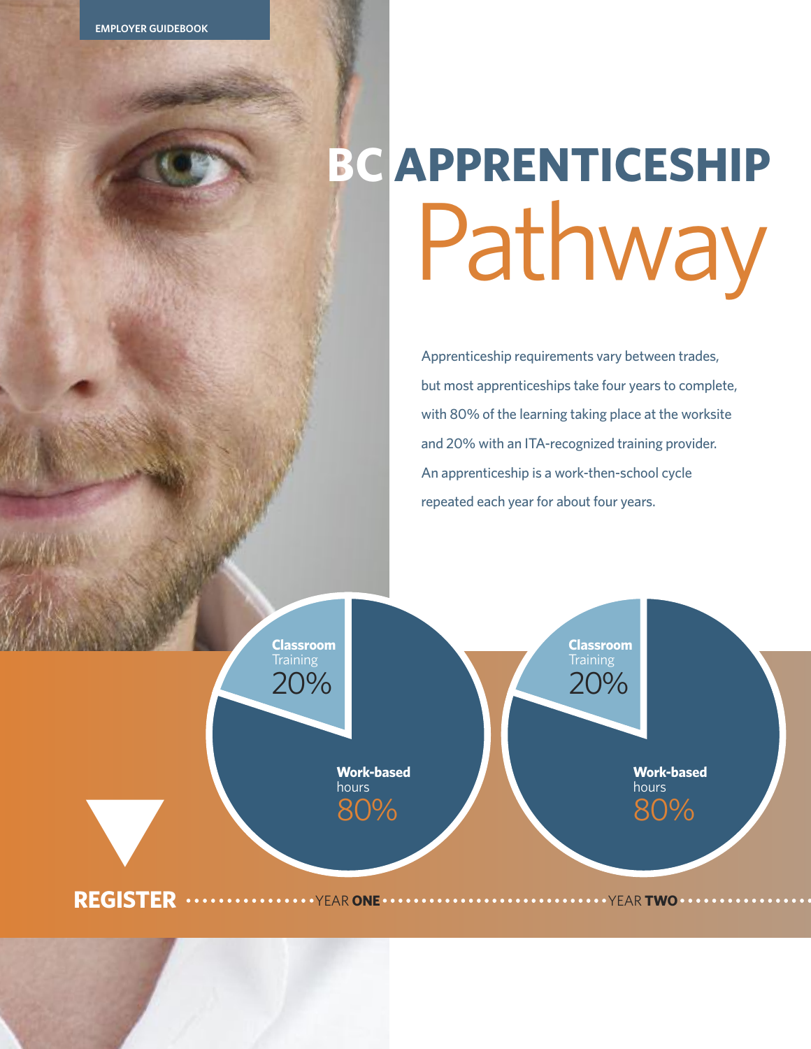# BC APPRENTICESHIP Pathway

Apprenticeship requirements vary between trades, but most apprenticeships take four years to complete, with 80% of the learning taking place at the worksite and 20% with an ITA-recognized training provider. An apprenticeship is a work-then-school cycle repeated each year for about four years.

**Classroom** Training 20%

**Work-based** hours 80%

**Classroom** Training 20%

**Work-based** hours 80%

**REGISTER** ··········· YEAR **ONE** ··········· YEAR **TWO** ···········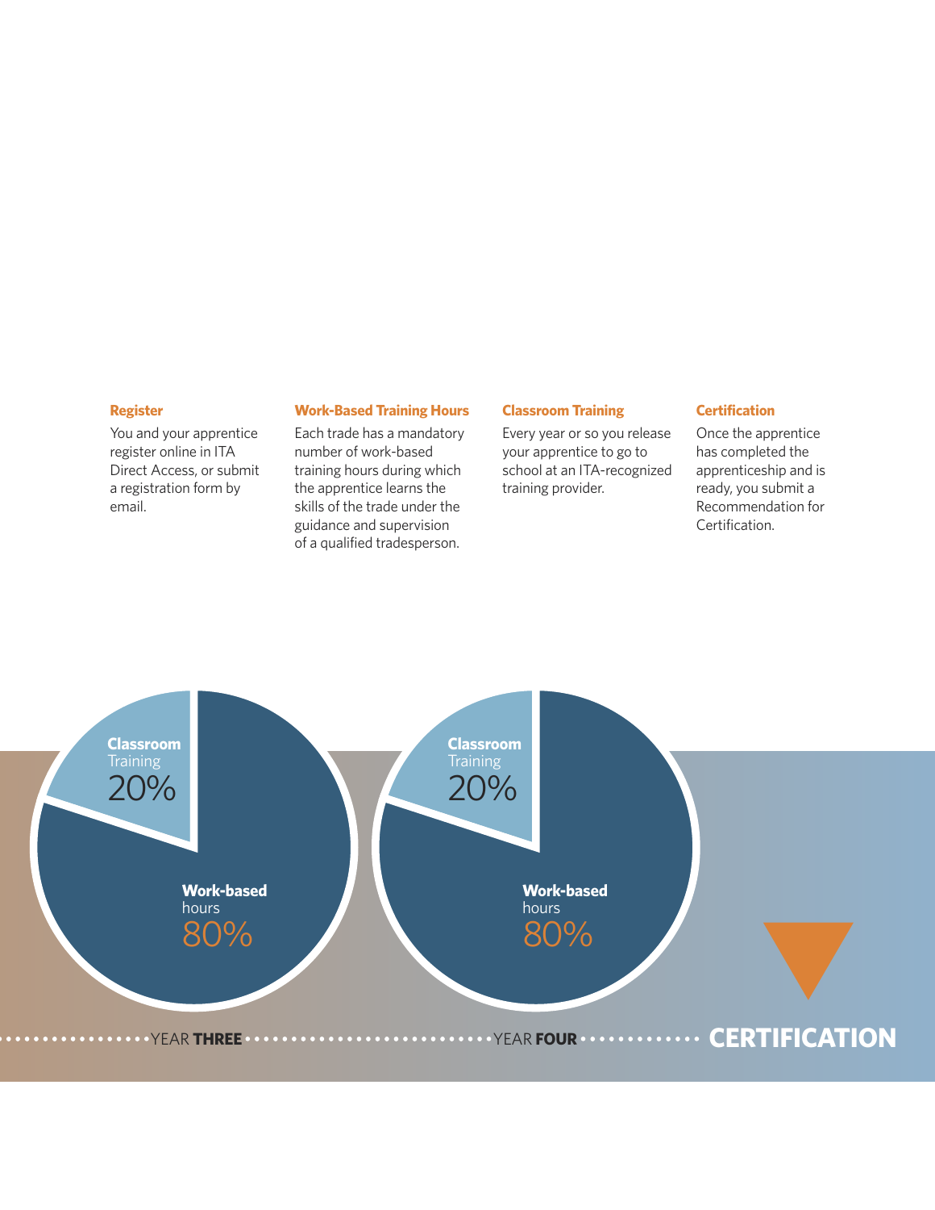**Register**

You and your apprentice register online in ITA Direct Access, or submit a registration form by email.

**Work-Based Training Hours**

Each trade has a mandatory number of work-based training hours during which the apprentice learns the skills of the trade under the guidance and supervision of a qualified tradesperson.

**Classroom Training**

Every year or so you release your apprentice to go to school at an ITA-recognized training provider.

**Certification**

Once the apprentice has completed the apprenticeship and is ready, you submit a Recommendation for Certification.

**Classroom** Training 20%

**Work-based** hours 80%

YEAR **THREE**

**Classroom** Training 20%

**Work-based** hours 80%

YEAR **FOUR**

**CERTIFICATION**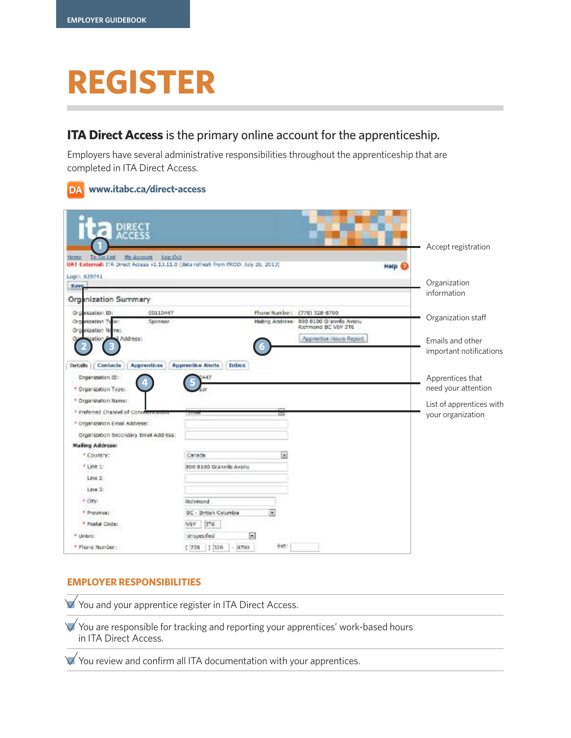# REGISTER

**ITA Direct Access** is the primary online account for the apprenticeship.

Employers have several administrative responsibilities throughout the apprenticeship that are completed in ITA Direct Access.

DA **www.itabc.ca/direct-access**

1. Accept registration
2. Organization information
3. Organization staff
4. List of apprentices with your organization
5. Apprentices that need your attention
6. Emails and other important notifications

## EMPLOYER RESPONSIBILITIES

- ✓ You and your apprentice register in ITA Direct Access.
- ✓ You are responsible for tracking and reporting your apprentices' work-based hours in ITA Direct Access.
- ✓ You review and confirm all ITA documentation with your apprentices.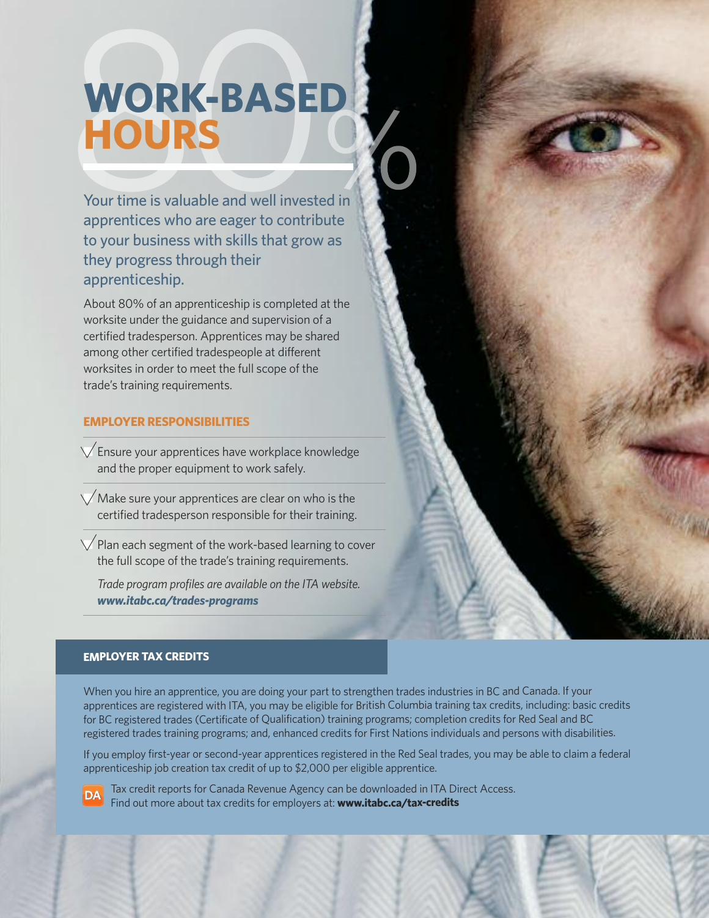# WORK-BASED HOURS

80%

Your time is valuable and well invested in apprentices who are eager to contribute to your business with skills that grow as they progress through their apprenticeship.

About 80% of an apprenticeship is completed at the worksite under the guidance and supervision of a certified tradesperson. Apprentices may be shared among other certified tradespeople at different worksites in order to meet the full scope of the trade's training requirements.

## EMPLOYER RESPONSIBILITIES

- Ensure your apprentices have workplace knowledge and the proper equipment to work safely.
- Make sure your apprentices are clear on who is the certified tradesperson responsible for their training.
- Plan each segment of the work-based learning to cover the full scope of the trade's training requirements.

*Trade program profiles are available on the ITA website.* ***www.itabc.ca/trades-programs***

## EMPLOYER TAX CREDITS

When you hire an apprentice, you are doing your part to strengthen trades industries in BC and Canada. If your apprentices are registered with ITA, you may be eligible for British Columbia training tax credits, including: basic credits for BC registered trades (Certificate of Qualification) training programs; completion credits for Red Seal and BC registered trades training programs; and, enhanced credits for First Nations individuals and persons with disabilities.

If you employ first-year or second-year apprentices registered in the Red Seal trades, you may be able to claim a federal apprenticeship job creation tax credit of up to $2,000 per eligible apprentice.

DA Tax credit reports for Canada Revenue Agency can be downloaded in ITA Direct Access.
Find out more about tax credits for employers at: **www.itabc.ca/tax-credits**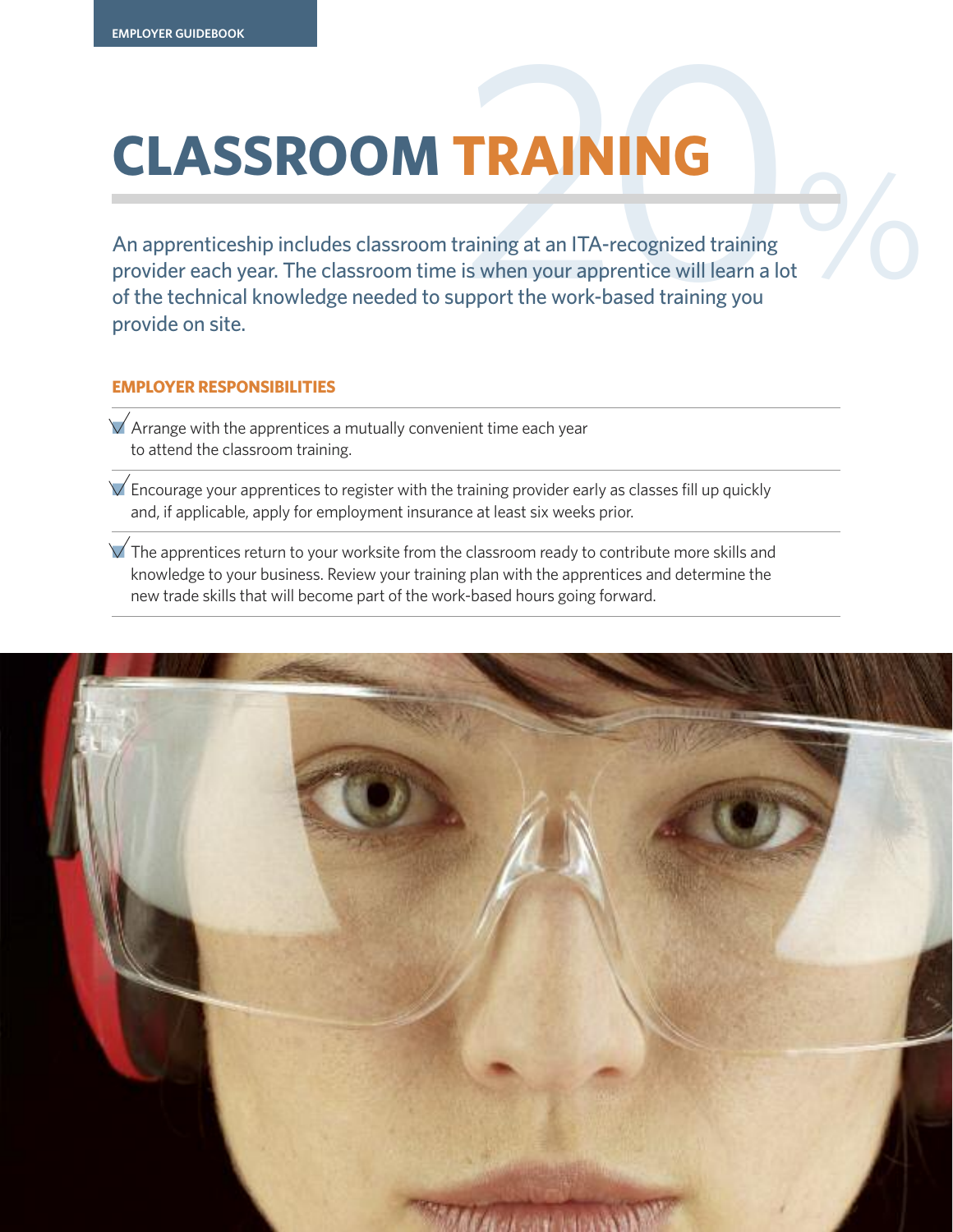# CLASSROOM TRAINING

20%

An apprenticeship includes classroom training at an ITA-recognized training provider each year. The classroom time is when your apprentice will learn a lot of the technical knowledge needed to support the work-based training you provide on site.

### EMPLOYER RESPONSIBILITIES

- Arrange with the apprentices a mutually convenient time each year to attend the classroom training.
- Encourage your apprentices to register with the training provider early as classes fill up quickly and, if applicable, apply for employment insurance at least six weeks prior.
- The apprentices return to your worksite from the classroom ready to contribute more skills and knowledge to your business. Review your training plan with the apprentices and determine the new trade skills that will become part of the work-based hours going forward.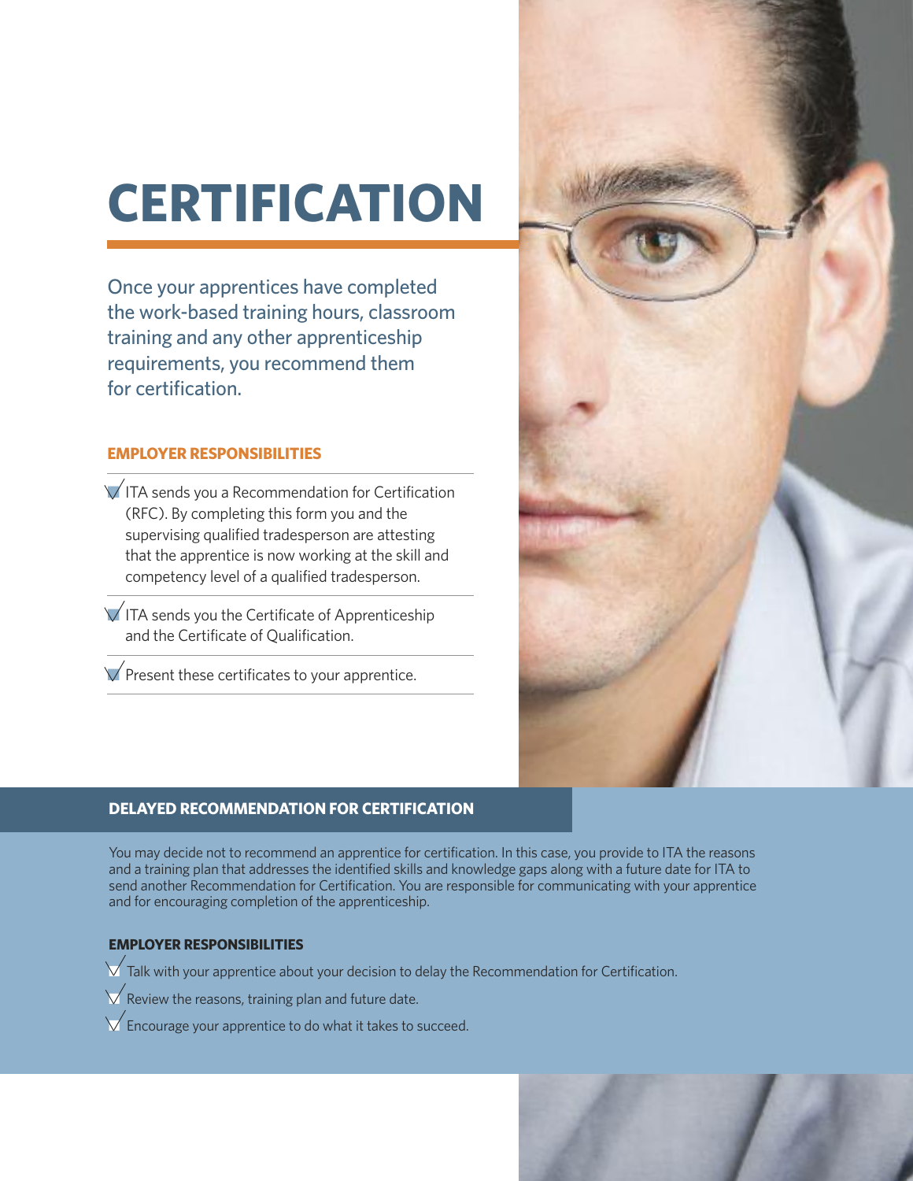# CERTIFICATION

Once your apprentices have completed the work-based training hours, classroom training and any other apprenticeship requirements, you recommend them for certification.

### EMPLOYER RESPONSIBILITIES

- ITA sends you a Recommendation for Certification (RFC). By completing this form you and the supervising qualified tradesperson are attesting that the apprentice is now working at the skill and competency level of a qualified tradesperson.
- ITA sends you the Certificate of Apprenticeship and the Certificate of Qualification.
- Present these certificates to your apprentice.

## DELAYED RECOMMENDATION FOR CERTIFICATION

You may decide not to recommend an apprentice for certification. In this case, you provide to ITA the reasons and a training plan that addresses the identified skills and knowledge gaps along with a future date for ITA to send another Recommendation for Certification. You are responsible for communicating with your apprentice and for encouraging completion of the apprenticeship.

### EMPLOYER RESPONSIBILITIES

- Talk with your apprentice about your decision to delay the Recommendation for Certification.
- Review the reasons, training plan and future date.
- Encourage your apprentice to do what it takes to succeed.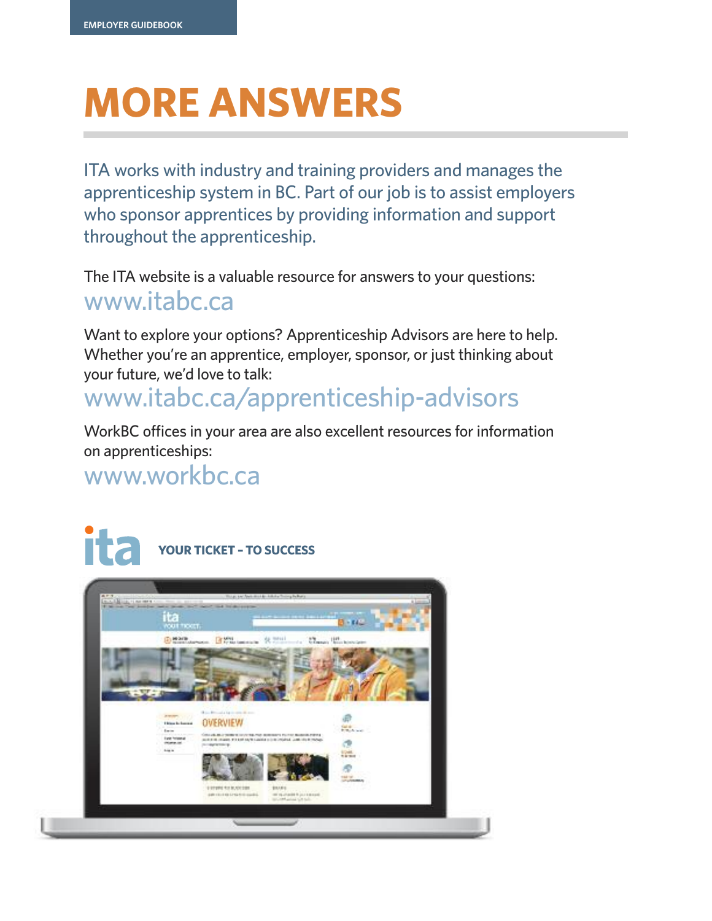# MORE ANSWERS

ITA works with industry and training providers and manages the apprenticeship system in BC. Part of our job is to assist employers who sponsor apprentices by providing information and support throughout the apprenticeship.

The ITA website is a valuable resource for answers to your questions:

www.itabc.ca

Want to explore your options? Apprenticeship Advisors are here to help. Whether you're an apprentice, employer, sponsor, or just thinking about your future, we'd love to talk:

www.itabc.ca/apprenticeship-advisors

WorkBC offices in your area are also excellent resources for information on apprenticeships:

www.workbc.ca

ita **YOUR TICKET – TO SUCCESS**